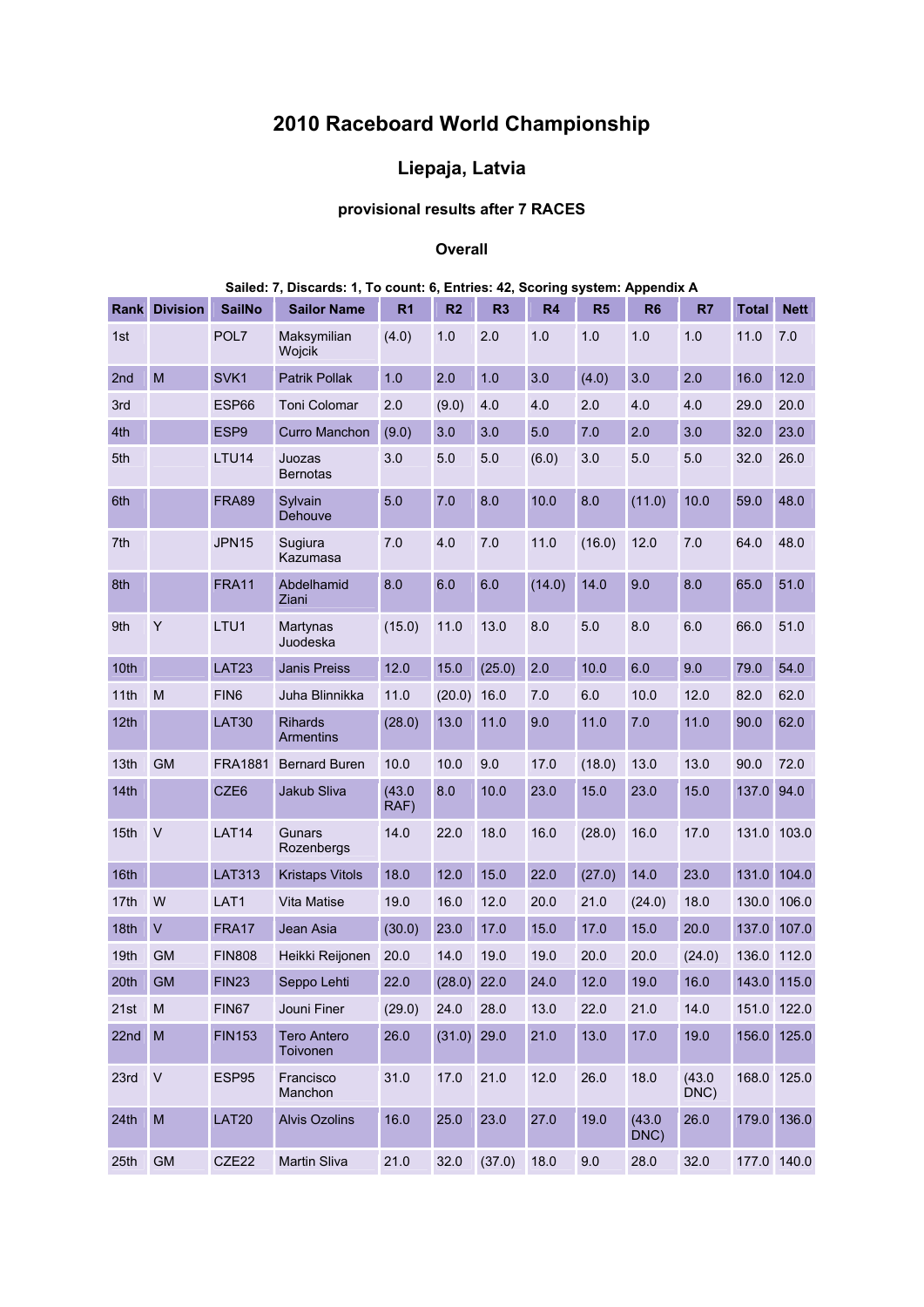# 2010 Raceboard World Championship

## Liepaja, Latvia

### provisional results after 7 RACES

### Overall

**Sailed: 7, Discards: 1, To count: 6, Entries: 42, Scoring system: Appendix A**

| Rank | Division | SailNo | Sailor Name | R1 | R2 | R3 | R4 | R5 | R6 | R7 | Total | Nett |
|---|---|---|---|---|---|---|---|---|---|---|---|---|
| 1st | | POL7 | Maksymilian Wojcik | (4.0) | 1.0 | 2.0 | 1.0 | 1.0 | 1.0 | 1.0 | 11.0 | 7.0 |
| 2nd | M | SVK1 | Patrik Pollak | 1.0 | 2.0 | 1.0 | 3.0 | (4.0) | 3.0 | 2.0 | 16.0 | 12.0 |
| 3rd | | ESP66 | Toni Colomar | 2.0 | (9.0) | 4.0 | 4.0 | 2.0 | 4.0 | 4.0 | 29.0 | 20.0 |
| 4th | | ESP9 | Curro Manchon | (9.0) | 3.0 | 3.0 | 5.0 | 7.0 | 2.0 | 3.0 | 32.0 | 23.0 |
| 5th | | LTU14 | Juozas Bernotas | 3.0 | 5.0 | 5.0 | (6.0) | 3.0 | 5.0 | 5.0 | 32.0 | 26.0 |
| 6th | | FRA89 | Sylvain Dehouve | 5.0 | 7.0 | 8.0 | 10.0 | 8.0 | (11.0) | 10.0 | 59.0 | 48.0 |
| 7th | | JPN15 | Sugiura Kazumasa | 7.0 | 4.0 | 7.0 | 11.0 | (16.0) | 12.0 | 7.0 | 64.0 | 48.0 |
| 8th | | FRA11 | Abdelhamid Ziani | 8.0 | 6.0 | 6.0 | (14.0) | 14.0 | 9.0 | 8.0 | 65.0 | 51.0 |
| 9th | Y | LTU1 | Martynas Juodeska | (15.0) | 11.0 | 13.0 | 8.0 | 5.0 | 8.0 | 6.0 | 66.0 | 51.0 |
| 10th | | LAT23 | Janis Preiss | 12.0 | 15.0 | (25.0) | 2.0 | 10.0 | 6.0 | 9.0 | 79.0 | 54.0 |
| 11th | M | FIN6 | Juha Blinnikka | 11.0 | (20.0) | 16.0 | 7.0 | 6.0 | 10.0 | 12.0 | 82.0 | 62.0 |
| 12th | | LAT30 | Rihards Armentins | (28.0) | 13.0 | 11.0 | 9.0 | 11.0 | 7.0 | 11.0 | 90.0 | 62.0 |
| 13th | GM | FRA1881 | Bernard Buren | 10.0 | 10.0 | 9.0 | 17.0 | (18.0) | 13.0 | 13.0 | 90.0 | 72.0 |
| 14th | | CZE6 | Jakub Sliva | (43.0 RAF) | 8.0 | 10.0 | 23.0 | 15.0 | 23.0 | 15.0 | 137.0 | 94.0 |
| 15th | V | LAT14 | Gunars Rozenbergs | 14.0 | 22.0 | 18.0 | 16.0 | (28.0) | 16.0 | 17.0 | 131.0 | 103.0 |
| 16th | | LAT313 | Kristaps Vitols | 18.0 | 12.0 | 15.0 | 22.0 | (27.0) | 14.0 | 23.0 | 131.0 | 104.0 |
| 17th | W | LAT1 | Vita Matise | 19.0 | 16.0 | 12.0 | 20.0 | 21.0 | (24.0) | 18.0 | 130.0 | 106.0 |
| 18th | V | FRA17 | Jean Asia | (30.0) | 23.0 | 17.0 | 15.0 | 17.0 | 15.0 | 20.0 | 137.0 | 107.0 |
| 19th | GM | FIN808 | Heikki Reijonen | 20.0 | 14.0 | 19.0 | 19.0 | 20.0 | 20.0 | (24.0) | 136.0 | 112.0 |
| 20th | GM | FIN23 | Seppo Lehti | 22.0 | (28.0) | 22.0 | 24.0 | 12.0 | 19.0 | 16.0 | 143.0 | 115.0 |
| 21st | M | FIN67 | Jouni Finer | (29.0) | 24.0 | 28.0 | 13.0 | 22.0 | 21.0 | 14.0 | 151.0 | 122.0 |
| 22nd | M | FIN153 | Tero Antero Toivonen | 26.0 | (31.0) | 29.0 | 21.0 | 13.0 | 17.0 | 19.0 | 156.0 | 125.0 |
| 23rd | V | ESP95 | Francisco Manchon | 31.0 | 17.0 | 21.0 | 12.0 | 26.0 | 18.0 | (43.0 DNC) | 168.0 | 125.0 |
| 24th | M | LAT20 | Alvis Ozolins | 16.0 | 25.0 | 23.0 | 27.0 | 19.0 | (43.0 DNC) | 26.0 | 179.0 | 136.0 |
| 25th | GM | CZE22 | Martin Sliva | 21.0 | 32.0 | (37.0) | 18.0 | 9.0 | 28.0 | 32.0 | 177.0 | 140.0 |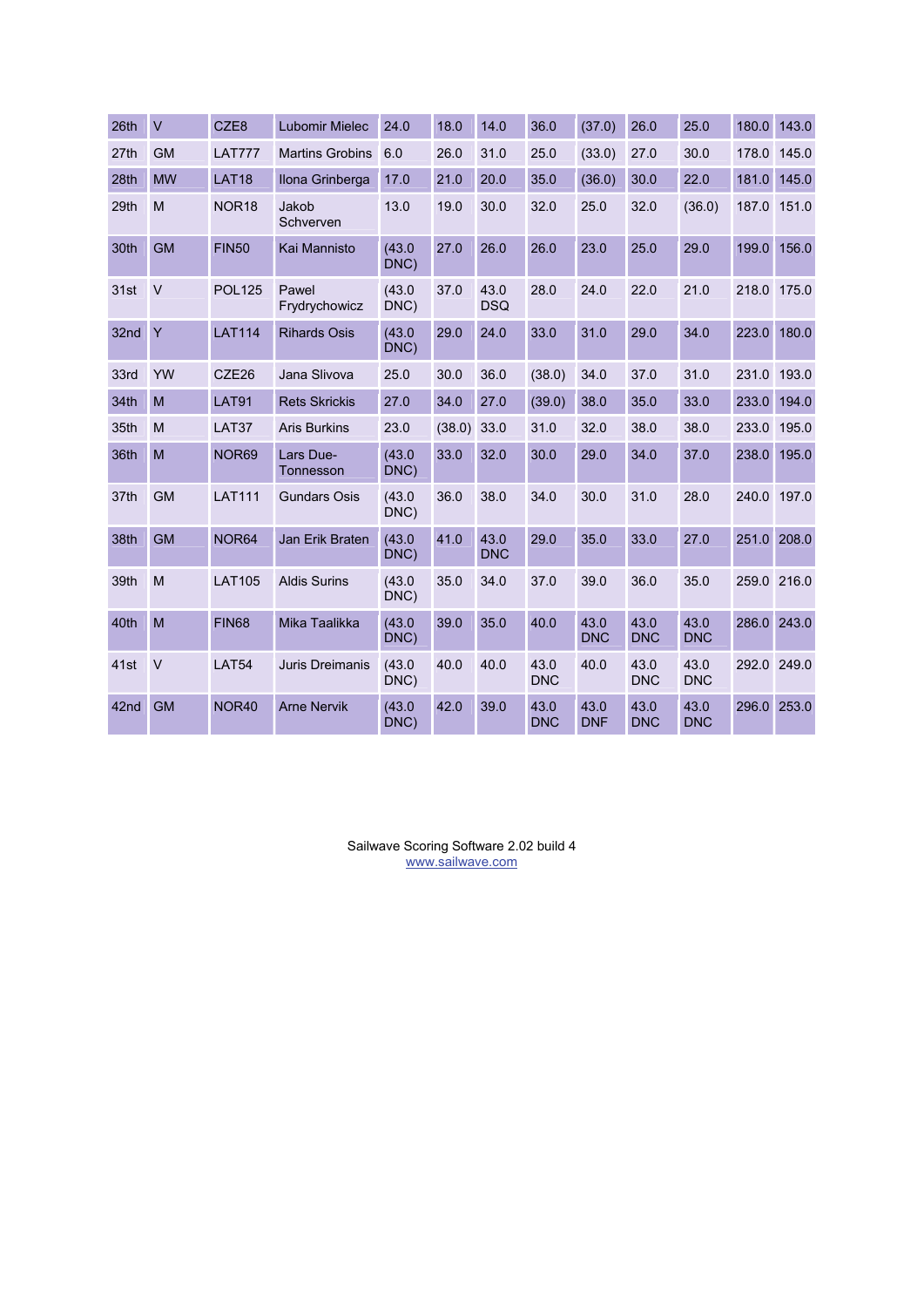| | | | | | | | | | | | | |
|---|---|---|---|---|---|---|---|---|---|---|---|---|
| 26th | V | CZE8 | Lubomir Mielec | 24.0 | 18.0 | 14.0 | 36.0 | (37.0) | 26.0 | 25.0 | 180.0 | 143.0 |
| 27th | GM | LAT777 | Martins Grobins | 6.0 | 26.0 | 31.0 | 25.0 | (33.0) | 27.0 | 30.0 | 178.0 | 145.0 |
| 28th | MW | LAT18 | Ilona Grinberga | 17.0 | 21.0 | 20.0 | 35.0 | (36.0) | 30.0 | 22.0 | 181.0 | 145.0 |
| 29th | M | NOR18 | Jakob Schverven | 13.0 | 19.0 | 30.0 | 32.0 | 25.0 | 32.0 | (36.0) | 187.0 | 151.0 |
| 30th | GM | FIN50 | Kai Mannisto | (43.0 DNC) | 27.0 | 26.0 | 26.0 | 23.0 | 25.0 | 29.0 | 199.0 | 156.0 |
| 31st | V | POL125 | Pawel Frydrychowicz | (43.0 DNC) | 37.0 | 43.0 DSQ | 28.0 | 24.0 | 22.0 | 21.0 | 218.0 | 175.0 |
| 32nd | Y | LAT114 | Rihards Osis | (43.0 DNC) | 29.0 | 24.0 | 33.0 | 31.0 | 29.0 | 34.0 | 223.0 | 180.0 |
| 33rd | YW | CZE26 | Jana Slivova | 25.0 | 30.0 | 36.0 | (38.0) | 34.0 | 37.0 | 31.0 | 231.0 | 193.0 |
| 34th | M | LAT91 | Rets Skrickis | 27.0 | 34.0 | 27.0 | (39.0) | 38.0 | 35.0 | 33.0 | 233.0 | 194.0 |
| 35th | M | LAT37 | Aris Burkins | 23.0 | (38.0) | 33.0 | 31.0 | 32.0 | 38.0 | 38.0 | 233.0 | 195.0 |
| 36th | M | NOR69 | Lars Due-Tonnesson | (43.0 DNC) | 33.0 | 32.0 | 30.0 | 29.0 | 34.0 | 37.0 | 238.0 | 195.0 |
| 37th | GM | LAT111 | Gundars Osis | (43.0 DNC) | 36.0 | 38.0 | 34.0 | 30.0 | 31.0 | 28.0 | 240.0 | 197.0 |
| 38th | GM | NOR64 | Jan Erik Braten | (43.0 DNC) | 41.0 | 43.0 DNC | 29.0 | 35.0 | 33.0 | 27.0 | 251.0 | 208.0 |
| 39th | M | LAT105 | Aldis Surins | (43.0 DNC) | 35.0 | 34.0 | 37.0 | 39.0 | 36.0 | 35.0 | 259.0 | 216.0 |
| 40th | M | FIN68 | Mika Taalikka | (43.0 DNC) | 39.0 | 35.0 | 40.0 | 43.0 DNC | 43.0 DNC | 43.0 DNC | 286.0 | 243.0 |
| 41st | V | LAT54 | Juris Dreimanis | (43.0 DNC) | 40.0 | 40.0 | 43.0 DNC | 40.0 | 43.0 DNC | 43.0 DNC | 292.0 | 249.0 |
| 42nd | GM | NOR40 | Arne Nervik | (43.0 DNC) | 42.0 | 39.0 | 43.0 DNC | 43.0 DNF | 43.0 DNC | 43.0 DNC | 296.0 | 253.0 |

Sailwave Scoring Software 2.02 build 4
www.sailwave.com